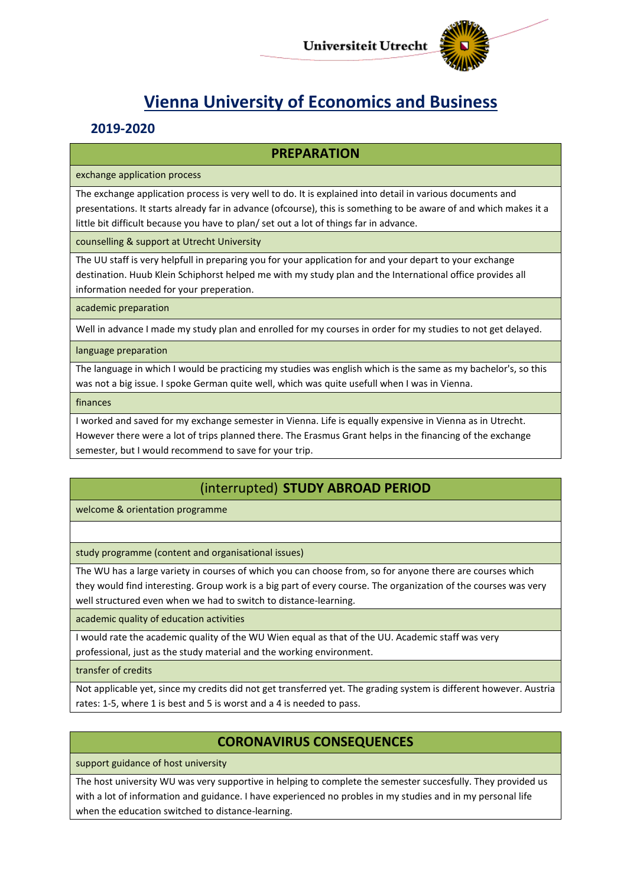# Vienna University of Economics and Business

## 2019-2020

### PREPARATION

**exchange application process**

The exchange application process is very well to do. It is explained into detail in various documents and presentations. It starts already far in advance (ofcourse), this is something to be aware of and which makes it a little bit difficult because you have to plan/ set out a lot of things far in advance.

**counselling & support at Utrecht University**

The UU staff is very helpfull in preparing you for your application for and your depart to your exchange destination. Huub Klein Schiphorst helped me with my study plan and the International office provides all information needed for your preperation.

**academic preparation**

Well in advance I made my study plan and enrolled for my courses in order for my studies to not get delayed.

**language preparation**

The language in which I would be practicing my studies was english which is the same as my bachelor's, so this was not a big issue. I spoke German quite well, which was quite usefull when I was in Vienna.

**finances**

I worked and saved for my exchange semester in Vienna. Life is equally expensive in Vienna as in Utrecht. However there were a lot of trips planned there. The Erasmus Grant helps in the financing of the exchange semester, but I would recommend to save for your trip.

### (interrupted) STUDY ABROAD PERIOD

**welcome & orientation programme**

**study programme (content and organisational issues)**

The WU has a large variety in courses of which you can choose from, so for anyone there are courses which they would find interesting. Group work is a big part of every course. The organization of the courses was very well structured even when we had to switch to distance-learning.

**academic quality of education activities**

I would rate the academic quality of the WU Wien equal as that of the UU. Academic staff was very professional, just as the study material and the working environment.

**transfer of credits**

Not applicable yet, since my credits did not get transferred yet. The grading system is different however. Austria rates: 1-5, where 1 is best and 5 is worst and a 4 is needed to pass.

### CORONAVIRUS CONSEQUENCES

**support guidance of host university**

The host university WU was very supportive in helping to complete the semester succesfully. They provided us with a lot of information and guidance. I have experienced no probles in my studies and in my personal life when the education switched to distance-learning.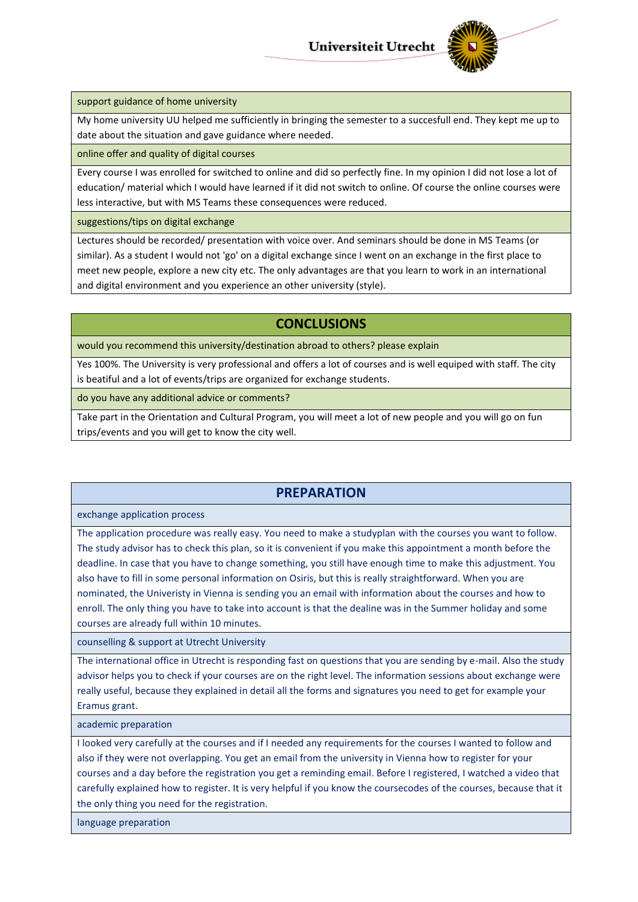support guidance of home university

My home university UU helped me sufficiently in bringing the semester to a succesfull end. They kept me up to date about the situation and gave guidance where needed.

online offer and quality of digital courses

Every course I was enrolled for switched to online and did so perfectly fine. In my opinion I did not lose a lot of education/ material which I would have learned if it did not switch to online. Of course the online courses were less interactive, but with MS Teams these consequences were reduced.

suggestions/tips on digital exchange

Lectures should be recorded/ presentation with voice over. And seminars should be done in MS Teams (or similar). As a student I would not 'go' on a digital exchange since I went on an exchange in the first place to meet new people, explore a new city etc. The only advantages are that you learn to work in an international and digital environment and you experience an other university (style).

## CONCLUSIONS

would you recommend this university/destination abroad to others? please explain

Yes 100%. The University is very professional and offers a lot of courses and is well equiped with staff. The city is beatiful and a lot of events/trips are organized for exchange students.

do you have any additional advice or comments?

Take part in the Orientation and Cultural Program, you will meet a lot of new people and you will go on fun trips/events and you will get to know the city well.

## PREPARATION

exchange application process

The application procedure was really easy. You need to make a studyplan with the courses you want to follow. The study advisor has to check this plan, so it is convenient if you make this appointment a month before the deadline. In case that you have to change something, you still have enough time to make this adjustment. You also have to fill in some personal information on Osiris, but this is really straightforward. When you are nominated, the Univeristy in Vienna is sending you an email with information about the courses and how to enroll. The only thing you have to take into account is that the dealine was in the Summer holiday and some courses are already full within 10 minutes.

counselling & support at Utrecht University

The international office in Utrecht is responding fast on questions that you are sending by e-mail. Also the study advisor helps you to check if your courses are on the right level. The information sessions about exchange were really useful, because they explained in detail all the forms and signatures you need to get for example your Eramus grant.

academic preparation

I looked very carefully at the courses and if I needed any requirements for the courses I wanted to follow and also if they were not overlapping. You get an email from the university in Vienna how to register for your courses and a day before the registration you get a reminding email. Before I registered, I watched a video that carefully explained how to register. It is very helpful if you know the coursecodes of the courses, because that it the only thing you need for the registration.

language preparation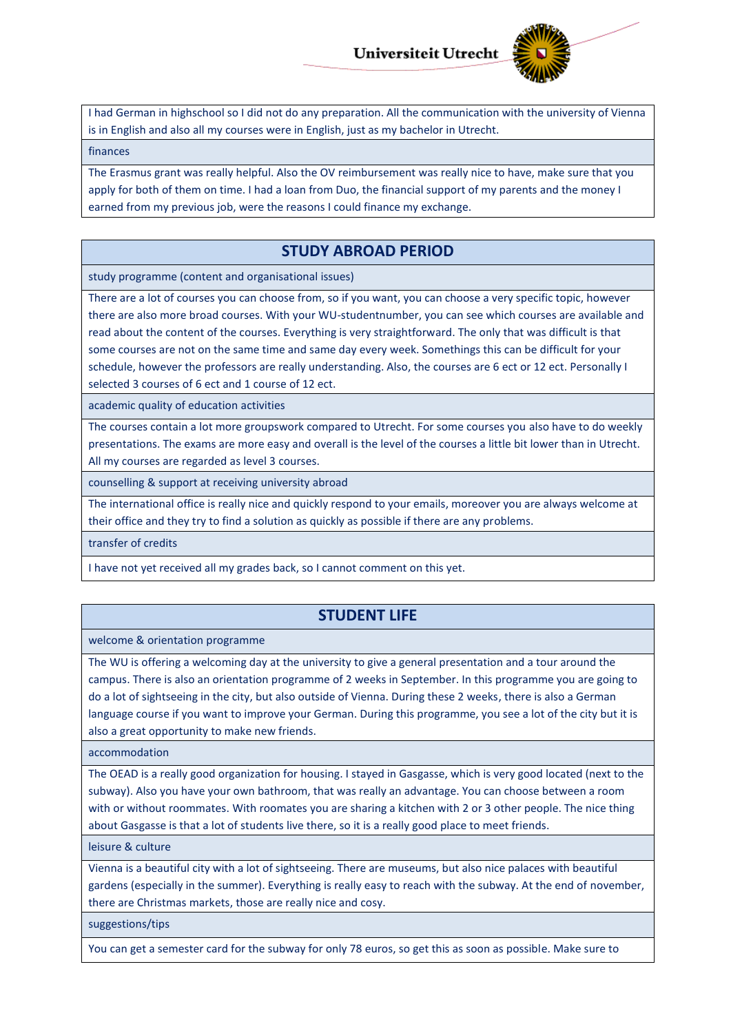I had German in highschool so I did not do any preparation. All the communication with the university of Vienna is in English and also all my courses were in English, just as my bachelor in Utrecht.

**finances**

The Erasmus grant was really helpful. Also the OV reimbursement was really nice to have, make sure that you apply for both of them on time. I had a loan from Duo, the financial support of my parents and the money I earned from my previous job, were the reasons I could finance my exchange.

## STUDY ABROAD PERIOD

**study programme (content and organisational issues)**

There are a lot of courses you can choose from, so if you want, you can choose a very specific topic, however there are also more broad courses. With your WU-studentnumber, you can see which courses are available and read about the content of the courses. Everything is very straightforward. The only that was difficult is that some courses are not on the same time and same day every week. Somethings this can be difficult for your schedule, however the professors are really understanding. Also, the courses are 6 ect or 12 ect. Personally I selected 3 courses of 6 ect and 1 course of 12 ect.

**academic quality of education activities**

The courses contain a lot more groupswork compared to Utrecht. For some courses you also have to do weekly presentations. The exams are more easy and overall is the level of the courses a little bit lower than in Utrecht. All my courses are regarded as level 3 courses.

**counselling & support at receiving university abroad**

The international office is really nice and quickly respond to your emails, moreover you are always welcome at their office and they try to find a solution as quickly as possible if there are any problems.

**transfer of credits**

I have not yet received all my grades back, so I cannot comment on this yet.

## STUDENT LIFE

**welcome & orientation programme**

The WU is offering a welcoming day at the university to give a general presentation and a tour around the campus. There is also an orientation programme of 2 weeks in September. In this programme you are going to do a lot of sightseeing in the city, but also outside of Vienna. During these 2 weeks, there is also a German language course if you want to improve your German. During this programme, you see a lot of the city but it is also a great opportunity to make new friends.

**accommodation**

The OEAD is a really good organization for housing. I stayed in Gasgasse, which is very good located (next to the subway). Also you have your own bathroom, that was really an advantage. You can choose between a room with or without roommates. With roomates you are sharing a kitchen with 2 or 3 other people. The nice thing about Gasgasse is that a lot of students live there, so it is a really good place to meet friends.

**leisure & culture**

Vienna is a beautiful city with a lot of sightseeing. There are museums, but also nice palaces with beautiful gardens (especially in the summer). Everything is really easy to reach with the subway. At the end of november, there are Christmas markets, those are really nice and cosy.

**suggestions/tips**

You can get a semester card for the subway for only 78 euros, so get this as soon as possible. Make sure to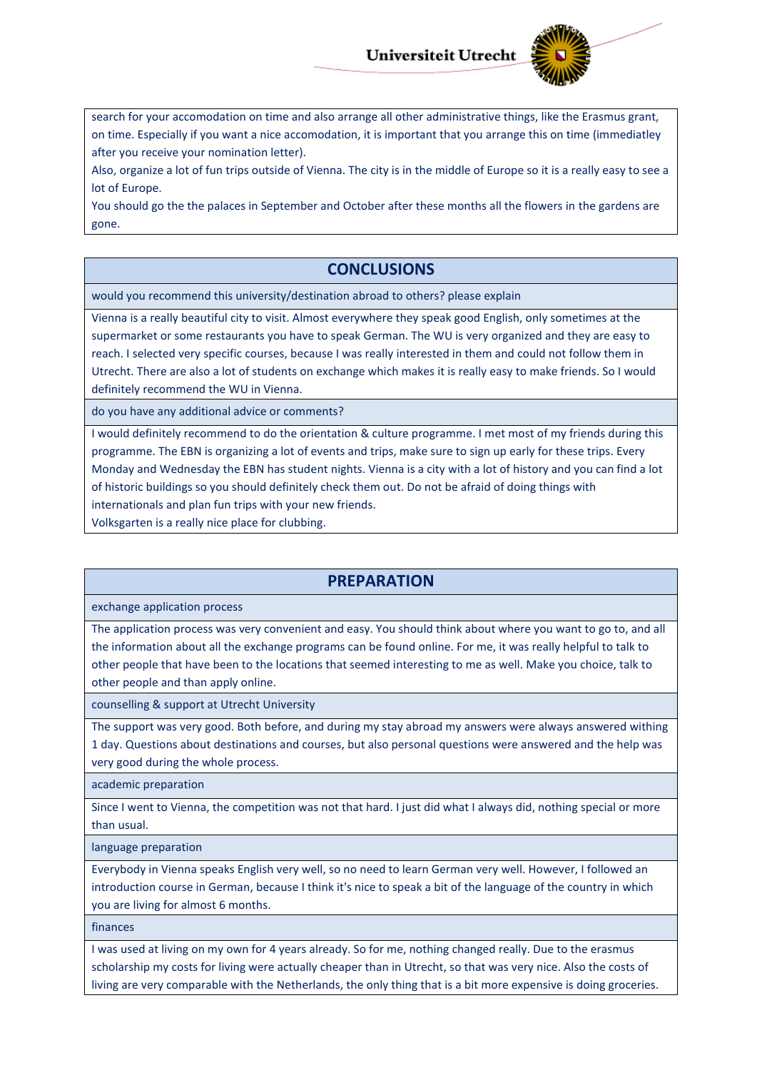search for your accomodation on time and also arrange all other administrative things, like the Erasmus grant, on time. Especially if you want a nice accomodation, it is important that you arrange this on time (immediatley after you receive your nomination letter).
Also, organize a lot of fun trips outside of Vienna. The city is in the middle of Europe so it is a really easy to see a lot of Europe.
You should go the the palaces in September and October after these months all the flowers in the gardens are gone.

## CONCLUSIONS

would you recommend this university/destination abroad to others? please explain

Vienna is a really beautiful city to visit. Almost everywhere they speak good English, only sometimes at the supermarket or some restaurants you have to speak German. The WU is very organized and they are easy to reach. I selected very specific courses, because I was really interested in them and could not follow them in Utrecht. There are also a lot of students on exchange which makes it is really easy to make friends. So I would definitely recommend the WU in Vienna.

do you have any additional advice or comments?

I would definitely recommend to do the orientation & culture programme. I met most of my friends during this programme. The EBN is organizing a lot of events and trips, make sure to sign up early for these trips. Every Monday and Wednesday the EBN has student nights. Vienna is a city with a lot of history and you can find a lot of historic buildings so you should definitely check them out. Do not be afraid of doing things with internationals and plan fun trips with your new friends.
Volksgarten is a really nice place for clubbing.

## PREPARATION

exchange application process

The application process was very convenient and easy. You should think about where you want to go to, and all the information about all the exchange programs can be found online. For me, it was really helpful to talk to other people that have been to the locations that seemed interesting to me as well. Make you choice, talk to other people and than apply online.

counselling & support at Utrecht University

The support was very good. Both before, and during my stay abroad my answers were always answered withing 1 day. Questions about destinations and courses, but also personal questions were answered and the help was very good during the whole process.

academic preparation

Since I went to Vienna, the competition was not that hard. I just did what I always did, nothing special or more than usual.

language preparation

Everybody in Vienna speaks English very well, so no need to learn German very well. However, I followed an introduction course in German, because I think it's nice to speak a bit of the language of the country in which you are living for almost 6 months.

finances

I was used at living on my own for 4 years already. So for me, nothing changed really. Due to the erasmus scholarship my costs for living were actually cheaper than in Utrecht, so that was very nice. Also the costs of living are very comparable with the Netherlands, the only thing that is a bit more expensive is doing groceries.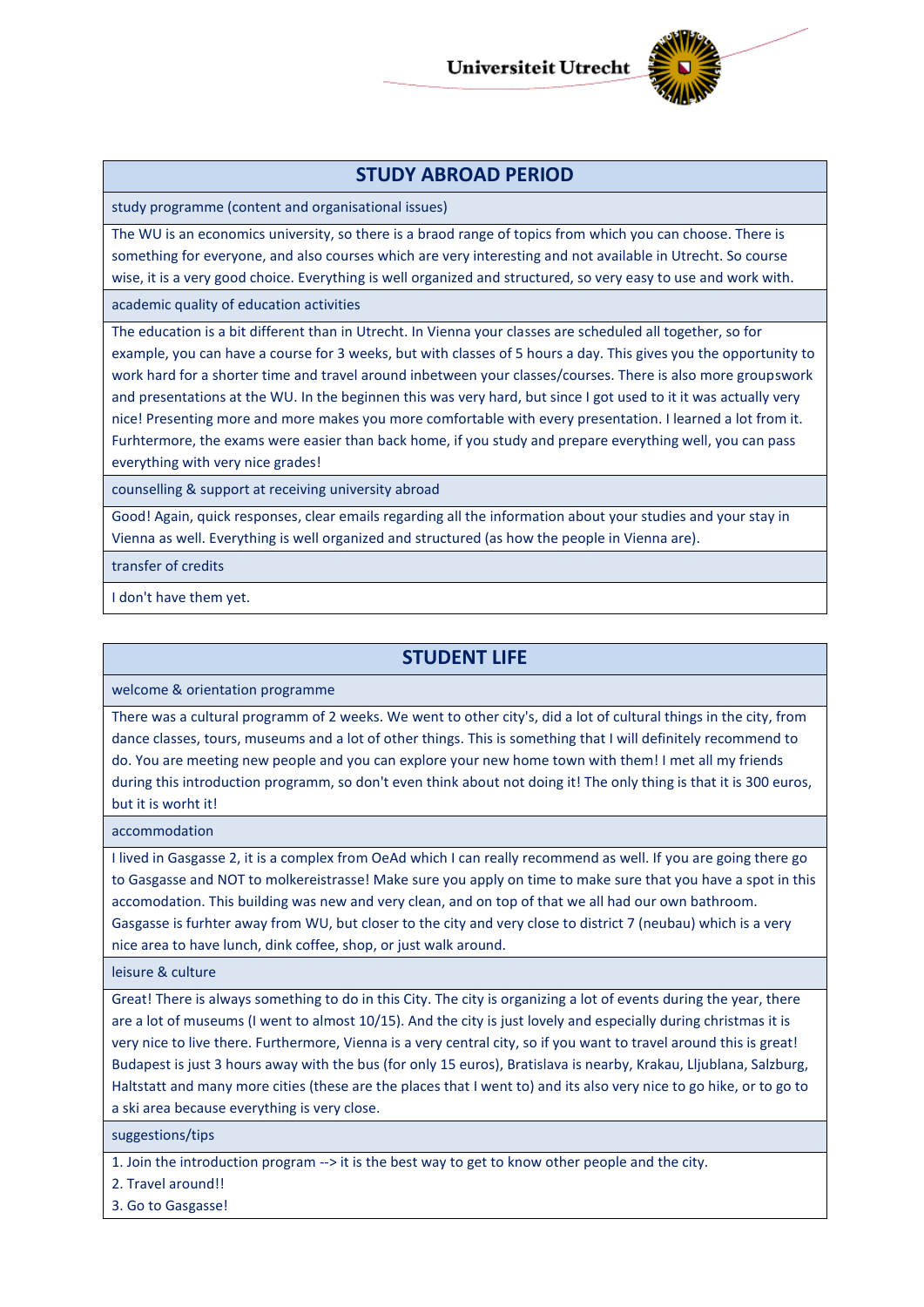## STUDY ABROAD PERIOD

**study programme (content and organisational issues)**

The WU is an economics university, so there is a braod range of topics from which you can choose. There is something for everyone, and also courses which are very interesting and not available in Utrecht. So course wise, it is a very good choice. Everything is well organized and structured, so very easy to use and work with.

**academic quality of education activities**

The education is a bit different than in Utrecht. In Vienna your classes are scheduled all together, so for example, you can have a course for 3 weeks, but with classes of 5 hours a day. This gives you the opportunity to work hard for a shorter time and travel around inbetween your classes/courses. There is also more groupswork and presentations at the WU. In the beginnen this was very hard, but since I got used to it it was actually very nice! Presenting more and more makes you more comfortable with every presentation. I learned a lot from it. Furhtermore, the exams were easier than back home, if you study and prepare everything well, you can pass everything with very nice grades!

**counselling & support at receiving university abroad**

Good! Again, quick responses, clear emails regarding all the information about your studies and your stay in Vienna as well. Everything is well organized and structured (as how the people in Vienna are).

**transfer of credits**

I don't have them yet.

## STUDENT LIFE

**welcome & orientation programme**

There was a cultural programm of 2 weeks. We went to other city's, did a lot of cultural things in the city, from dance classes, tours, museums and a lot of other things. This is something that I will definitely recommend to do. You are meeting new people and you can explore your new home town with them! I met all my friends during this introduction programm, so don't even think about not doing it! The only thing is that it is 300 euros, but it is worht it!

**accommodation**

I lived in Gasgasse 2, it is a complex from OeAd which I can really recommend as well. If you are going there go to Gasgasse and NOT to molkereistrasse! Make sure you apply on time to make sure that you have a spot in this accomodation. This building was new and very clean, and on top of that we all had our own bathroom. Gasgasse is furhter away from WU, but closer to the city and very close to district 7 (neubau) which is a very nice area to have lunch, dink coffee, shop, or just walk around.

**leisure & culture**

Great! There is always something to do in this City. The city is organizing a lot of events during the year, there are a lot of museums (I went to almost 10/15). And the city is just lovely and especially during christmas it is very nice to live there. Furthermore, Vienna is a very central city, so if you want to travel around this is great! Budapest is just 3 hours away with the bus (for only 15 euros), Bratislava is nearby, Krakau, Ljjublana, Salzburg, Haltstatt and many more cities (these are the places that I went to) and its also very nice to go hike, or to go to a ski area because everything is very close.

**suggestions/tips**

1. Join the introduction program --> it is the best way to get to know other people and the city.
2. Travel around!!
3. Go to Gasgasse!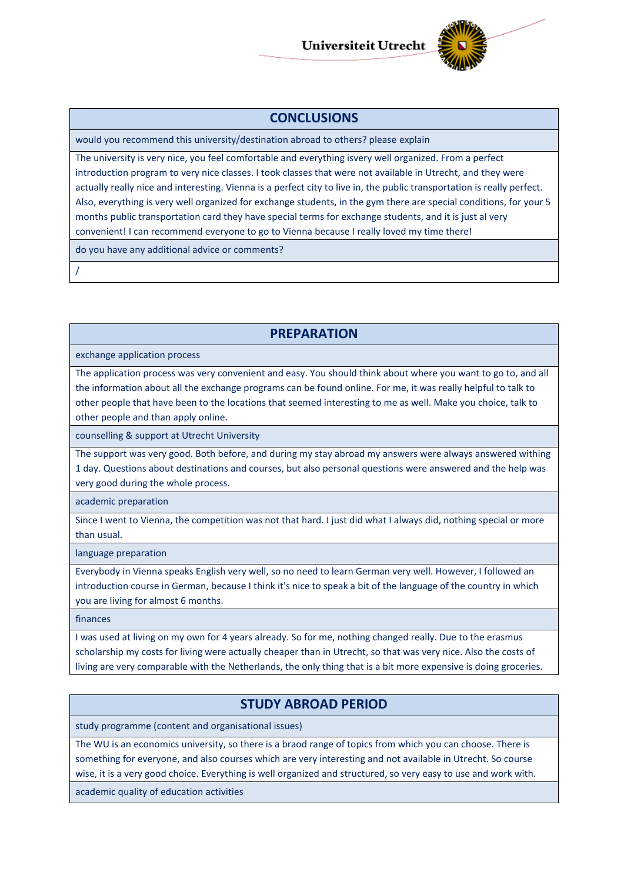## CONCLUSIONS

**would you recommend this university/destination abroad to others? please explain**

The university is very nice, you feel comfortable and everything isvery well organized. From a perfect introduction program to very nice classes. I took classes that were not available in Utrecht, and they were actually really nice and interesting. Vienna is a perfect city to live in, the public transportation is really perfect. Also, everything is very well organized for exchange students, in the gym there are special conditions, for your 5 months public transportation card they have special terms for exchange students, and it is just al very convenient! I can recommend everyone to go to Vienna because I really loved my time there!

**do you have any additional advice or comments?**

/

## PREPARATION

**exchange application process**

The application process was very convenient and easy. You should think about where you want to go to, and all the information about all the exchange programs can be found online. For me, it was really helpful to talk to other people that have been to the locations that seemed interesting to me as well. Make you choice, talk to other people and than apply online.

**counselling & support at Utrecht University**

The support was very good. Both before, and during my stay abroad my answers were always answered withing 1 day. Questions about destinations and courses, but also personal questions were answered and the help was very good during the whole process.

**academic preparation**

Since I went to Vienna, the competition was not that hard. I just did what I always did, nothing special or more than usual.

**language preparation**

Everybody in Vienna speaks English very well, so no need to learn German very well. However, I followed an introduction course in German, because I think it's nice to speak a bit of the language of the country in which you are living for almost 6 months.

**finances**

I was used at living on my own for 4 years already. So for me, nothing changed really. Due to the erasmus scholarship my costs for living were actually cheaper than in Utrecht, so that was very nice. Also the costs of living are very comparable with the Netherlands, the only thing that is a bit more expensive is doing groceries.

## STUDY ABROAD PERIOD

**study programme (content and organisational issues)**

The WU is an economics university, so there is a braod range of topics from which you can choose. There is something for everyone, and also courses which are very interesting and not available in Utrecht. So course wise, it is a very good choice. Everything is well organized and structured, so very easy to use and work with.

**academic quality of education activities**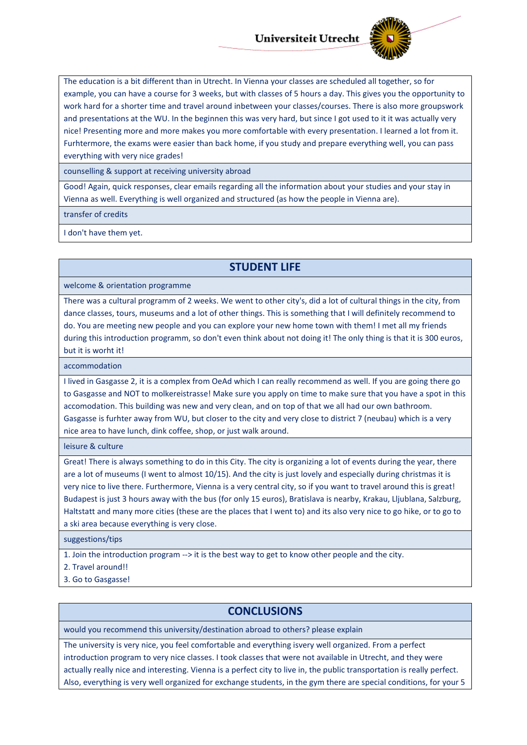The education is a bit different than in Utrecht. In Vienna your classes are scheduled all together, so for example, you can have a course for 3 weeks, but with classes of 5 hours a day. This gives you the opportunity to work hard for a shorter time and travel around inbetween your classes/courses. There is also more groupswork and presentations at the WU. In the beginnen this was very hard, but since I got used to it it was actually very nice! Presenting more and more makes you more comfortable with every presentation. I learned a lot from it. Furhtermore, the exams were easier than back home, if you study and prepare everything well, you can pass everything with very nice grades!

counselling & support at receiving university abroad

Good! Again, quick responses, clear emails regarding all the information about your studies and your stay in Vienna as well. Everything is well organized and structured (as how the people in Vienna are).

transfer of credits

I don't have them yet.

## STUDENT LIFE

welcome & orientation programme

There was a cultural programm of 2 weeks. We went to other city's, did a lot of cultural things in the city, from dance classes, tours, museums and a lot of other things. This is something that I will definitely recommend to do. You are meeting new people and you can explore your new home town with them! I met all my friends during this introduction programm, so don't even think about not doing it! The only thing is that it is 300 euros, but it is worht it!

accommodation

I lived in Gasgasse 2, it is a complex from OeAd which I can really recommend as well. If you are going there go to Gasgasse and NOT to molkereistrasse! Make sure you apply on time to make sure that you have a spot in this accomodation. This building was new and very clean, and on top of that we all had our own bathroom. Gasgasse is furhter away from WU, but closer to the city and very close to district 7 (neubau) which is a very nice area to have lunch, dink coffee, shop, or just walk around.

leisure & culture

Great! There is always something to do in this City. The city is organizing a lot of events during the year, there are a lot of museums (I went to almost 10/15). And the city is just lovely and especially during christmas it is very nice to live there. Furthermore, Vienna is a very central city, so if you want to travel around this is great! Budapest is just 3 hours away with the bus (for only 15 euros), Bratislava is nearby, Krakau, Lljublana, Salzburg, Haltstatt and many more cities (these are the places that I went to) and its also very nice to go hike, or to go to a ski area because everything is very close.

suggestions/tips

1. Join the introduction program --> it is the best way to get to know other people and the city.
2. Travel around!!
3. Go to Gasgasse!

## CONCLUSIONS

would you recommend this university/destination abroad to others? please explain

The university is very nice, you feel comfortable and everything isvery well organized. From a perfect introduction program to very nice classes. I took classes that were not available in Utrecht, and they were actually really nice and interesting. Vienna is a perfect city to live in, the public transportation is really perfect. Also, everything is very well organized for exchange students, in the gym there are special conditions, for your 5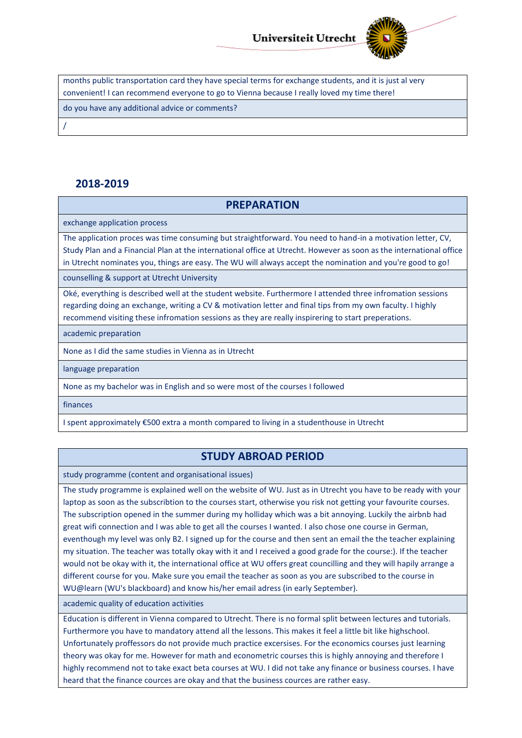| months public transportation card they have special terms for exchange students, and it is just al very convenient! I can recommend everyone to go to Vienna because I really loved my time there! |
|---|
| do you have any additional advice or comments? |
| / |

## 2018-2019

| PREPARATION |
|---|
| exchange application process |
| The application proces was time consuming but straightforward. You need to hand-in a motivation letter, CV, Study Plan and a Financial Plan at the international office at Utrecht. However as soon as the international office in Utrecht nominates you, things are easy. The WU will always accept the nomination and you're good to go! |
| counselling & support at Utrecht University |
| Oké, everything is described well at the student website. Furthermore I attended three infromation sessions regarding doing an exchange, writing a CV & motivation letter and final tips from my own faculty. I highly recommend visiting these infromation sessions as they are really inspirering to start preperations. |
| academic preparation |
| None as I did the same studies in Vienna as in Utrecht |
| language preparation |
| None as my bachelor was in English and so were most of the courses I followed |
| finances |
| I spent approximately €500 extra a month compared to living in a studenthouse in Utrecht |

| STUDY ABROAD PERIOD |
|---|
| study programme (content and organisational issues) |
| The study programme is explained well on the website of WU. Just as in Utrecht you have to be ready with your laptop as soon as the subscribtion to the courses start, otherwise you risk not getting your favourite courses. The subscription opened in the summer during my holliday which was a bit annoying. Luckily the airbnb had great wifi connection and I was able to get all the courses I wanted. I also chose one course in German, eventhough my level was only B2. I signed up for the course and then sent an email the the teacher explaining my situation. The teacher was totally okay with it and I received a good grade for the course:). If the teacher would not be okay with it, the international office at WU offers great councilling and they will hapily arrange a different course for you. Make sure you email the teacher as soon as you are subscribed to the course in WU@learn (WU's blackboard) and know his/her email adress (in early September). |
| academic quality of education activities |
| Education is different in Vienna compared to Utrecht. There is no formal split between lectures and tutorials. Furthermore you have to mandatory attend all the lessons. This makes it feel a little bit like highschool. Unfortunately proffessors do not provide much practice excersises. For the economics courses just learning theory was okay for me. However for math and econometric courses this is highly annoying and therefore I highly recommend not to take exact beta courses at WU. I did not take any finance or business courses. I have heard that the finance cources are okay and that the business cources are rather easy. |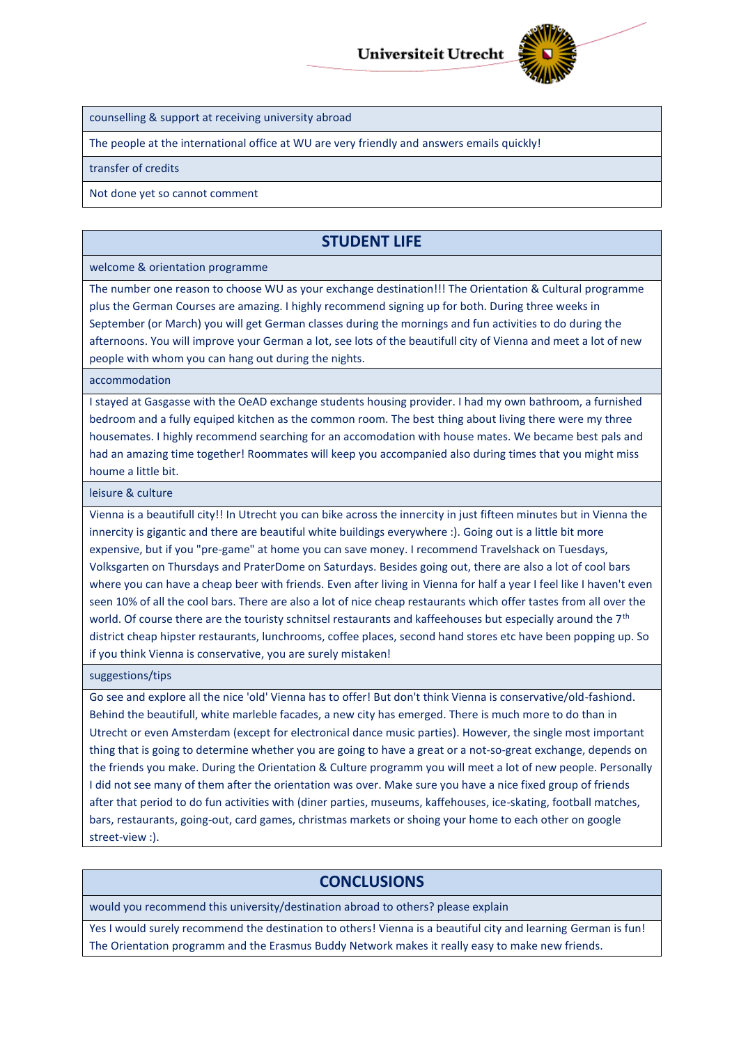counselling & support at receiving university abroad

The people at the international office at WU are very friendly and answers emails quickly!

transfer of credits

Not done yet so cannot comment

## STUDENT LIFE

welcome & orientation programme

The number one reason to choose WU as your exchange destination!!! The Orientation & Cultural programme plus the German Courses are amazing. I highly recommend signing up for both. During three weeks in September (or March) you will get German classes during the mornings and fun activities to do during the afternoons. You will improve your German a lot, see lots of the beautifull city of Vienna and meet a lot of new people with whom you can hang out during the nights.

accommodation

I stayed at Gasgasse with the OeAD exchange students housing provider. I had my own bathroom, a furnished bedroom and a fully equiped kitchen as the common room. The best thing about living there were my three housemates. I highly recommend searching for an accomodation with house mates. We became best pals and had an amazing time together! Roommates will keep you accompanied also during times that you might miss houme a little bit.

leisure & culture

Vienna is a beautifull city!! In Utrecht you can bike across the innercity in just fifteen minutes but in Vienna the innercity is gigantic and there are beautiful white buildings everywhere :). Going out is a little bit more expensive, but if you "pre-game" at home you can save money. I recommend Travelshack on Tuesdays, Volksgarten on Thursdays and PraterDome on Saturdays. Besides going out, there are also a lot of cool bars where you can have a cheap beer with friends. Even after living in Vienna for half a year I feel like I haven't even seen 10% of all the cool bars. There are also a lot of nice cheap restaurants which offer tastes from all over the world. Of course there are the touristy schnitsel restaurants and kaffeehouses but especially around the 7th district cheap hipster restaurants, lunchrooms, coffee places, second hand stores etc have been popping up. So if you think Vienna is conservative, you are surely mistaken!

suggestions/tips

Go see and explore all the nice 'old' Vienna has to offer! But don't think Vienna is conservative/old-fashiond. Behind the beautifull, white marleble facades, a new city has emerged. There is much more to do than in Utrecht or even Amsterdam (except for electronical dance music parties). However, the single most important thing that is going to determine whether you are going to have a great or a not-so-great exchange, depends on the friends you make. During the Orientation & Culture programm you will meet a lot of new people. Personally I did not see many of them after the orientation was over. Make sure you have a nice fixed group of friends after that period to do fun activities with (diner parties, museums, kaffehouses, ice-skating, football matches, bars, restaurants, going-out, card games, christmas markets or shoing your home to each other on google street-view :).

## CONCLUSIONS

would you recommend this university/destination abroad to others? please explain

Yes I would surely recommend the destination to others! Vienna is a beautiful city and learning German is fun! The Orientation programm and the Erasmus Buddy Network makes it really easy to make new friends.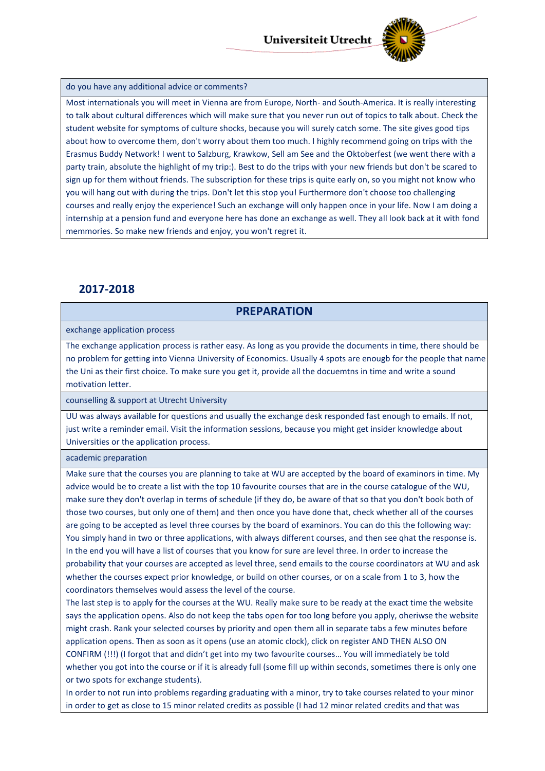| do you have any additional advice or comments? |
| --- |
| Most internationals you will meet in Vienna are from Europe, North- and South-America. It is really interesting to talk about cultural differences which will make sure that you never run out of topics to talk about. Check the student website for symptoms of culture shocks, because you will surely catch some. The site gives good tips about how to overcome them, don't worry about them too much. I highly recommend going on trips with the Erasmus Buddy Network! I went to Salzburg, Krawkow, Sell am See and the Oktoberfest (we went there with a party train, absolute the highlight of my trip:). Best to do the trips with your new friends but don't be scared to sign up for them without friends. The subscription for these trips is quite early on, so you might not know who you will hang out with during the trips. Don't let this stop you! Furthermore don't choose too challenging courses and really enjoy the experience! Such an exchange will only happen once in your life. Now I am doing a internship at a pension fund and everyone here has done an exchange as well. They all look back at it with fond memmories. So make new friends and enjoy, you won't regret it. |

## 2017-2018

| PREPARATION |
| --- |
| exchange application process |
| The exchange application process is rather easy. As long as you provide the documents in time, there should be no problem for getting into Vienna University of Economics. Usually 4 spots are enougb for the people that name the Uni as their first choice. To make sure you get it, provide all the docuemtns in time and write a sound motivation letter. |
| counselling & support at Utrecht University |
| UU was always available for questions and usually the exchange desk responded fast enough to emails. If not, just write a reminder email. Visit the information sessions, because you might get insider knowledge about Universities or the application process. |
| academic preparation |
| Make sure that the courses you are planning to take at WU are accepted by the board of examinors in time. My advice would be to create a list with the top 10 favourite courses that are in the course catalogue of the WU, make sure they don't overlap in terms of schedule (if they do, be aware of that so that you don't book both of those two courses, but only one of them) and then once you have done that, check whether all of the courses are going to be accepted as level three courses by the board of examinors. You can do this the following way: You simply hand in two or three applications, with always different courses, and then see qhat the response is. In the end you will have a list of courses that you know for sure are level three. In order to increase the probability that your courses are accepted as level three, send emails to the course coordinators at WU and ask whether the courses expect prior knowledge, or build on other courses, or on a scale from 1 to 3, how the coordinators themselves would assess the level of the course.<br>The last step is to apply for the courses at the WU. Really make sure to be ready at the exact time the website says the application opens. Also do not keep the tabs open for too long before you apply, oheriwse the website might crash. Rank your selected courses by priority and open them all in separate tabs a few minutes before application opens. Then as soon as it opens (use an atomic clock), click on register AND THEN ALSO ON CONFIRM (!!!) (I forgot that and didn't get into my two favourite courses… You will immediately be told whether you got into the course or if it is already full (some fill up within seconds, sometimes there is only one or two spots for exchange students).<br>In order to not run into problems regarding graduating with a minor, try to take courses related to your minor in order to get as close to 15 minor related credits as possible (I had 12 minor related credits and that was |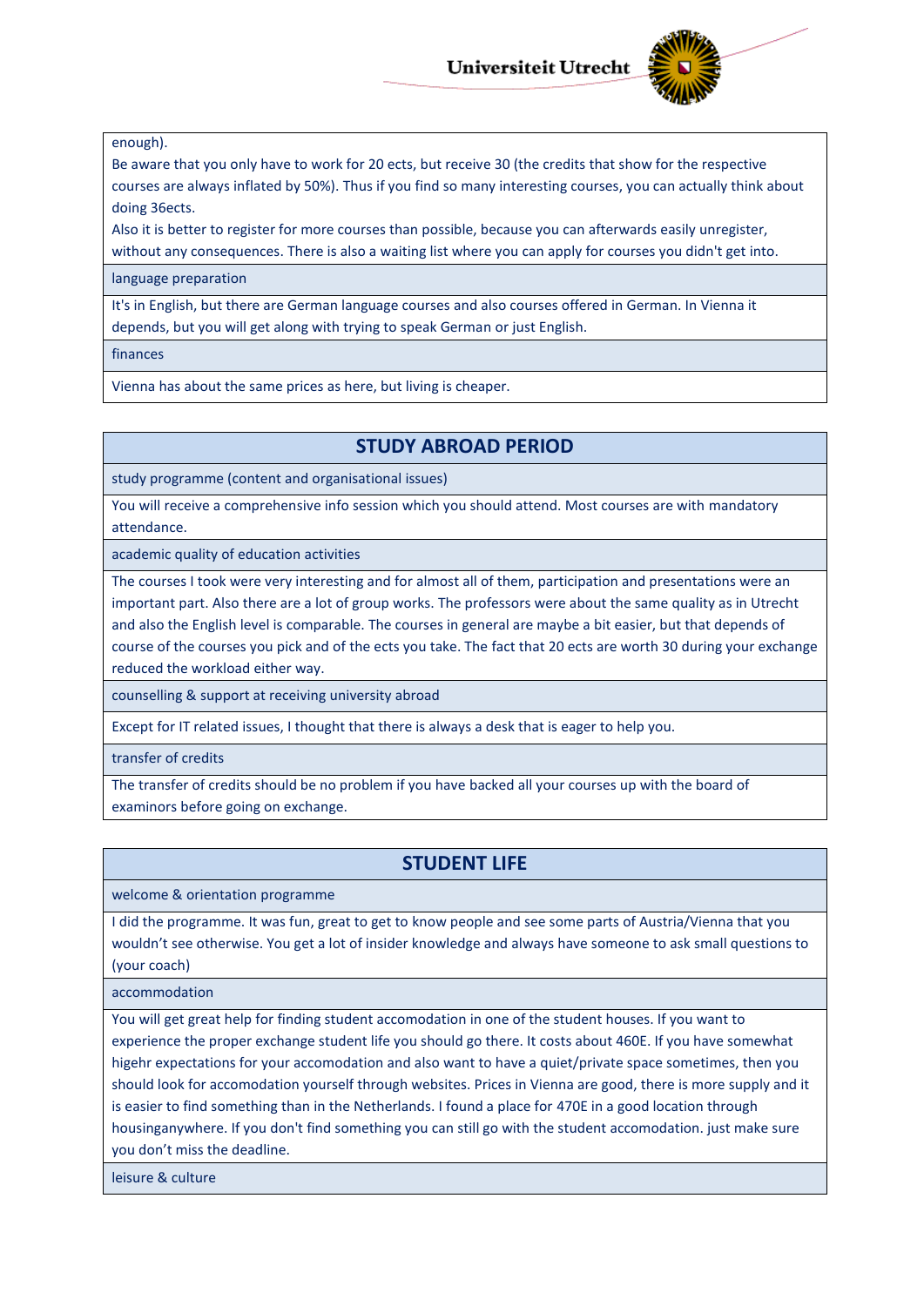enough).

Be aware that you only have to work for 20 ects, but receive 30 (the credits that show for the respective courses are always inflated by 50%). Thus if you find so many interesting courses, you can actually think about doing 36ects.

Also it is better to register for more courses than possible, because you can afterwards easily unregister, without any consequences. There is also a waiting list where you can apply for courses you didn't get into.

**language preparation**

It's in English, but there are German language courses and also courses offered in German. In Vienna it depends, but you will get along with trying to speak German or just English.

**finances**

Vienna has about the same prices as here, but living is cheaper.

## STUDY ABROAD PERIOD

**study programme (content and organisational issues)**

You will receive a comprehensive info session which you should attend. Most courses are with mandatory attendance.

**academic quality of education activities**

The courses I took were very interesting and for almost all of them, participation and presentations were an important part. Also there are a lot of group works. The professors were about the same quality as in Utrecht and also the English level is comparable. The courses in general are maybe a bit easier, but that depends of course of the courses you pick and of the ects you take. The fact that 20 ects are worth 30 during your exchange reduced the workload either way.

**counselling & support at receiving university abroad**

Except for IT related issues, I thought that there is always a desk that is eager to help you.

**transfer of credits**

The transfer of credits should be no problem if you have backed all your courses up with the board of examinors before going on exchange.

## STUDENT LIFE

**welcome & orientation programme**

I did the programme. It was fun, great to get to know people and see some parts of Austria/Vienna that you wouldn't see otherwise. You get a lot of insider knowledge and always have someone to ask small questions to (your coach)

**accommodation**

You will get great help for finding student accomodation in one of the student houses. If you want to experience the proper exchange student life you should go there. It costs about 460E. If you have somewhat higehr expectations for your accomodation and also want to have a quiet/private space sometimes, then you should look for accomodation yourself through websites. Prices in Vienna are good, there is more supply and it is easier to find something than in the Netherlands. I found a place for 470E in a good location through housinganywhere. If you don't find something you can still go with the student accomodation. just make sure you don't miss the deadline.

**leisure & culture**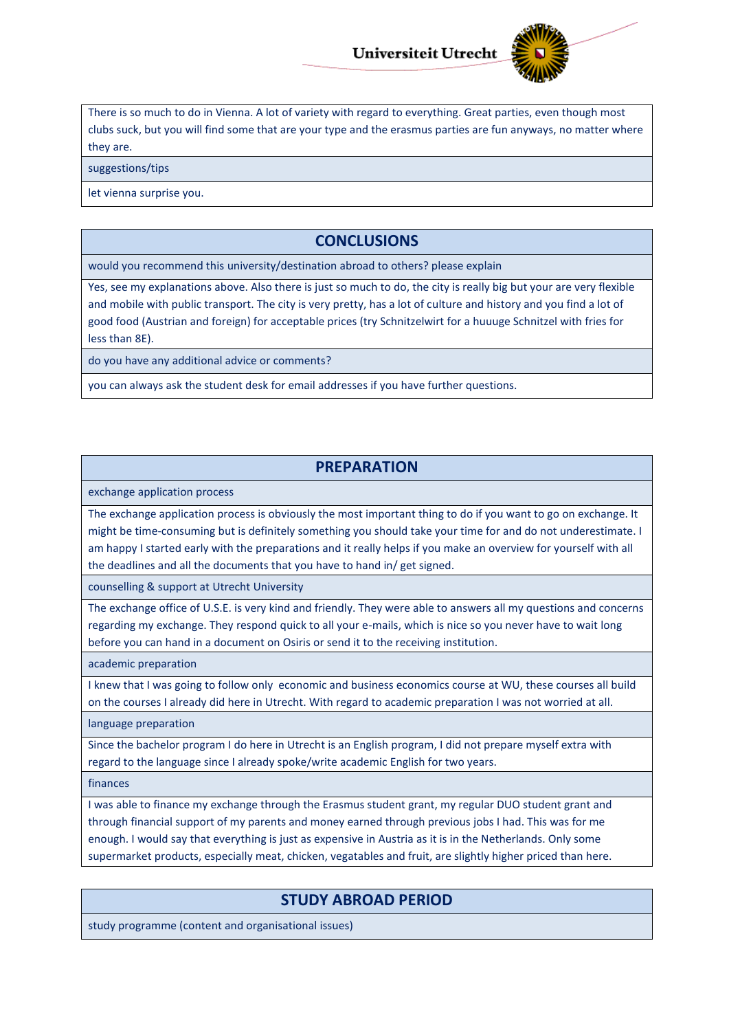There is so much to do in Vienna. A lot of variety with regard to everything. Great parties, even though most clubs suck, but you will find some that are your type and the erasmus parties are fun anyways, no matter where they are.

suggestions/tips

let vienna surprise you.

## CONCLUSIONS

would you recommend this university/destination abroad to others? please explain

Yes, see my explanations above. Also there is just so much to do, the city is really big but your are very flexible and mobile with public transport. The city is very pretty, has a lot of culture and history and you find a lot of good food (Austrian and foreign) for acceptable prices (try Schnitzelwirt for a huuuge Schnitzel with fries for less than 8E).

do you have any additional advice or comments?

you can always ask the student desk for email addresses if you have further questions.

## PREPARATION

exchange application process

The exchange application process is obviously the most important thing to do if you want to go on exchange. It might be time-consuming but is definitely something you should take your time for and do not underestimate. I am happy I started early with the preparations and it really helps if you make an overview for yourself with all the deadlines and all the documents that you have to hand in/ get signed.

counselling & support at Utrecht University

The exchange office of U.S.E. is very kind and friendly. They were able to answers all my questions and concerns regarding my exchange. They respond quick to all your e-mails, which is nice so you never have to wait long before you can hand in a document on Osiris or send it to the receiving institution.

academic preparation

I knew that I was going to follow only economic and business economics course at WU, these courses all build on the courses I already did here in Utrecht. With regard to academic preparation I was not worried at all.

language preparation

Since the bachelor program I do here in Utrecht is an English program, I did not prepare myself extra with regard to the language since I already spoke/write academic English for two years.

finances

I was able to finance my exchange through the Erasmus student grant, my regular DUO student grant and through financial support of my parents and money earned through previous jobs I had. This was for me enough. I would say that everything is just as expensive in Austria as it is in the Netherlands. Only some supermarket products, especially meat, chicken, vegatables and fruit, are slightly higher priced than here.

## STUDY ABROAD PERIOD

study programme (content and organisational issues)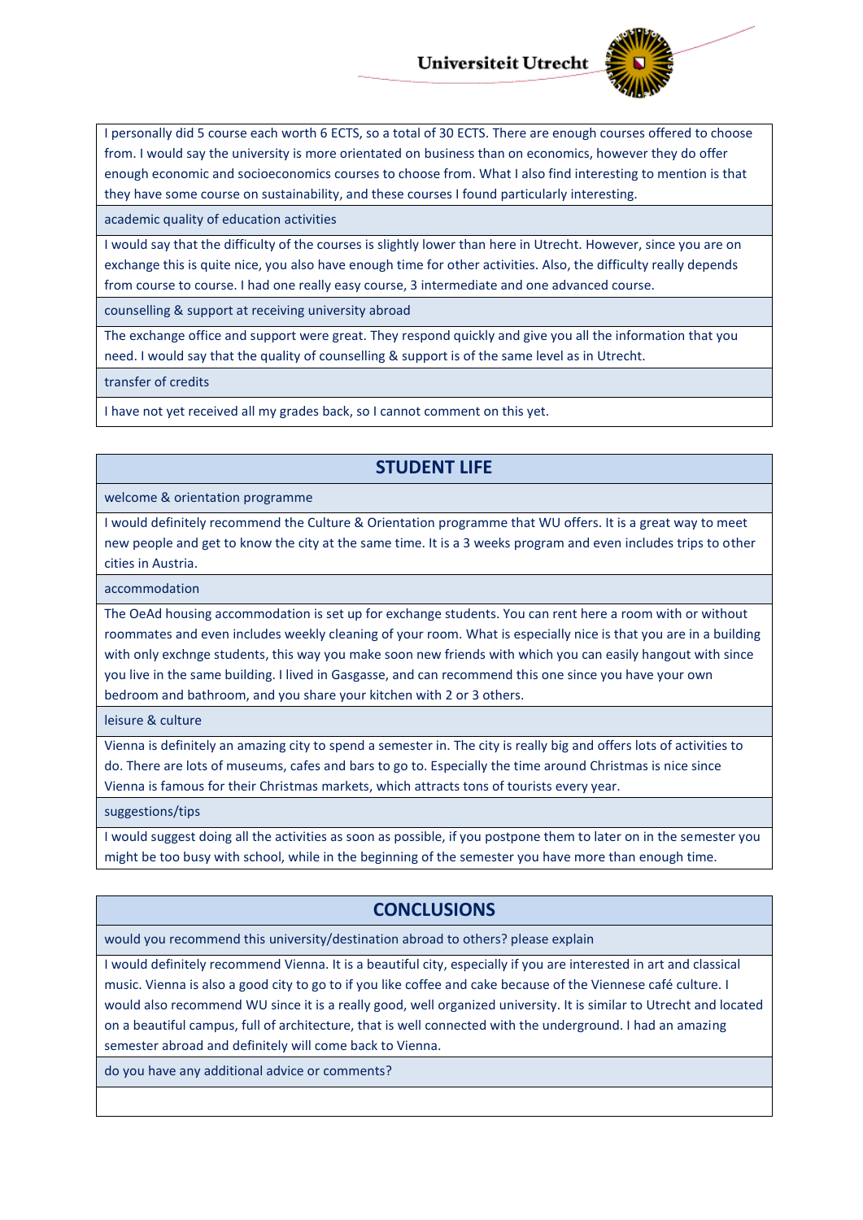I personally did 5 course each worth 6 ECTS, so a total of 30 ECTS. There are enough courses offered to choose from. I would say the university is more orientated on business than on economics, however they do offer enough economic and socioeconomics courses to choose from. What I also find interesting to mention is that they have some course on sustainability, and these courses I found particularly interesting.

academic quality of education activities

I would say that the difficulty of the courses is slightly lower than here in Utrecht. However, since you are on exchange this is quite nice, you also have enough time for other activities. Also, the difficulty really depends from course to course. I had one really easy course, 3 intermediate and one advanced course.

counselling & support at receiving university abroad

The exchange office and support were great. They respond quickly and give you all the information that you need. I would say that the quality of counselling & support is of the same level as in Utrecht.

transfer of credits

I have not yet received all my grades back, so I cannot comment on this yet.

## STUDENT LIFE

welcome & orientation programme

I would definitely recommend the Culture & Orientation programme that WU offers. It is a great way to meet new people and get to know the city at the same time. It is a 3 weeks program and even includes trips to other cities in Austria.

accommodation

The OeAd housing accommodation is set up for exchange students. You can rent here a room with or without roommates and even includes weekly cleaning of your room. What is especially nice is that you are in a building with only exchnge students, this way you make soon new friends with which you can easily hangout with since you live in the same building. I lived in Gasgasse, and can recommend this one since you have your own bedroom and bathroom, and you share your kitchen with 2 or 3 others.

leisure & culture

Vienna is definitely an amazing city to spend a semester in. The city is really big and offers lots of activities to do. There are lots of museums, cafes and bars to go to. Especially the time around Christmas is nice since Vienna is famous for their Christmas markets, which attracts tons of tourists every year.

suggestions/tips

I would suggest doing all the activities as soon as possible, if you postpone them to later on in the semester you might be too busy with school, while in the beginning of the semester you have more than enough time.

## CONCLUSIONS

would you recommend this university/destination abroad to others? please explain

I would definitely recommend Vienna. It is a beautiful city, especially if you are interested in art and classical music. Vienna is also a good city to go to if you like coffee and cake because of the Viennese café culture. I would also recommend WU since it is a really good, well organized university. It is similar to Utrecht and located on a beautiful campus, full of architecture, that is well connected with the underground. I had an amazing semester abroad and definitely will come back to Vienna.

do you have any additional advice or comments?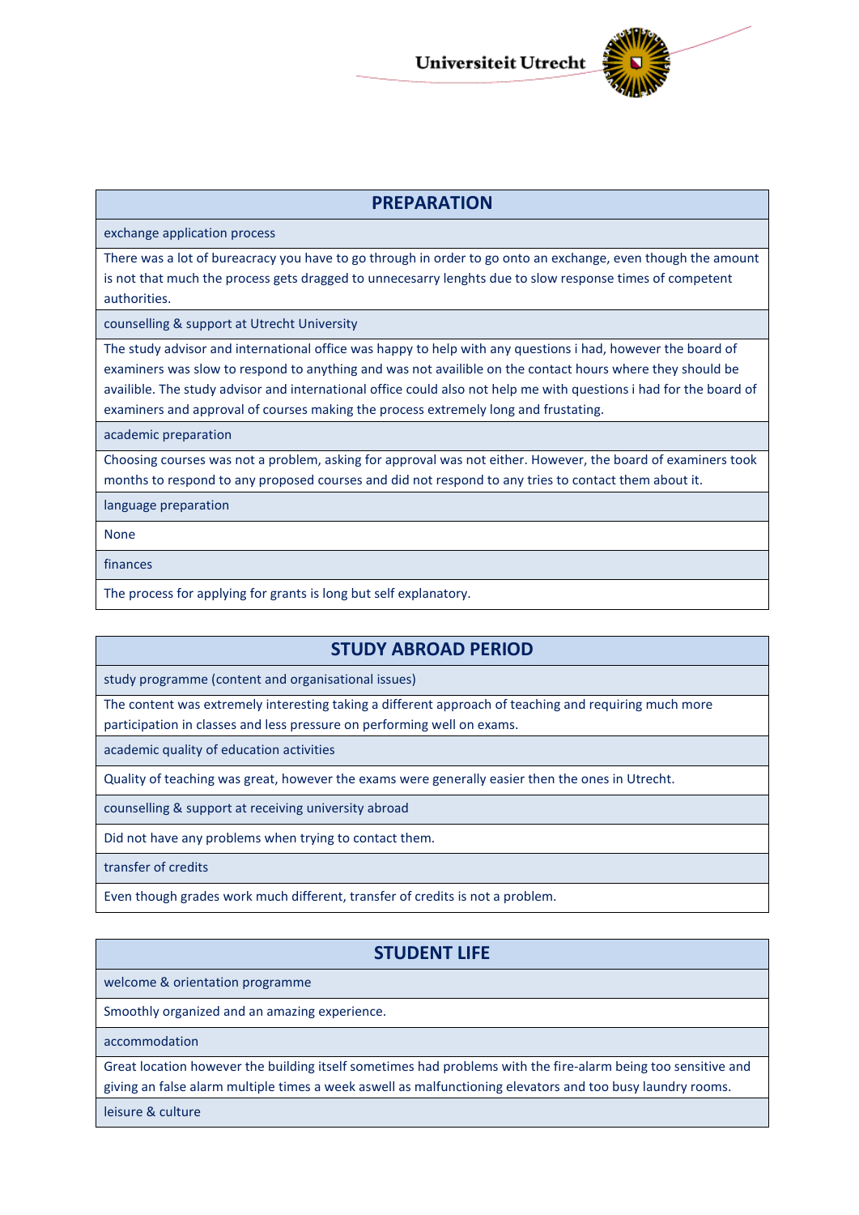## PREPARATION

**exchange application process**

There was a lot of bureacracy you have to go through in order to go onto an exchange, even though the amount is not that much the process gets dragged to unnecesarry lenghts due to slow response times of competent authorities.

**counselling & support at Utrecht University**

The study advisor and international office was happy to help with any questions i had, however the board of examiners was slow to respond to anything and was not availible on the contact hours where they should be availible. The study advisor and international office could also not help me with questions i had for the board of examiners and approval of courses making the process extremely long and frustating.

**academic preparation**

Choosing courses was not a problem, asking for approval was not either. However, the board of examiners took months to respond to any proposed courses and did not respond to any tries to contact them about it.

**language preparation**

None

**finances**

The process for applying for grants is long but self explanatory.

## STUDY ABROAD PERIOD

**study programme (content and organisational issues)**

The content was extremely interesting taking a different approach of teaching and requiring much more participation in classes and less pressure on performing well on exams.

**academic quality of education activities**

Quality of teaching was great, however the exams were generally easier then the ones in Utrecht.

**counselling & support at receiving university abroad**

Did not have any problems when trying to contact them.

**transfer of credits**

Even though grades work much different, transfer of credits is not a problem.

## STUDENT LIFE

**welcome & orientation programme**

Smoothly organized and an amazing experience.

**accommodation**

Great location however the building itself sometimes had problems with the fire-alarm being too sensitive and giving an false alarm multiple times a week aswell as malfunctioning elevators and too busy laundry rooms.

**leisure & culture**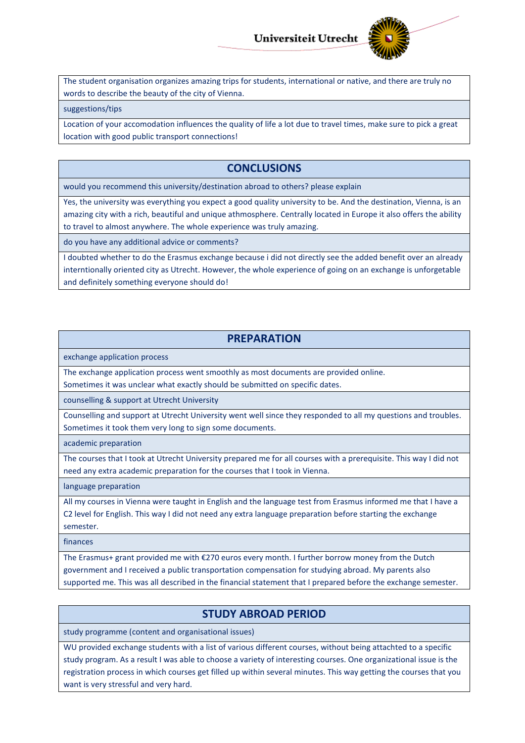The student organisation organizes amazing trips for students, international or native, and there are truly no words to describe the beauty of the city of Vienna.

suggestions/tips

Location of your accomodation influences the quality of life a lot due to travel times, make sure to pick a great location with good public transport connections!

## CONCLUSIONS

would you recommend this university/destination abroad to others? please explain

Yes, the university was everything you expect a good quality university to be. And the destination, Vienna, is an amazing city with a rich, beautiful and unique athmosphere. Centrally located in Europe it also offers the ability to travel to almost anywhere. The whole experience was truly amazing.

do you have any additional advice or comments?

I doubted whether to do the Erasmus exchange because i did not directly see the added benefit over an already interntionally oriented city as Utrecht. However, the whole experience of going on an exchange is unforgetable and definitely something everyone should do!

## PREPARATION

exchange application process

The exchange application process went smoothly as most documents are provided online.
Sometimes it was unclear what exactly should be submitted on specific dates.

counselling & support at Utrecht University

Counselling and support at Utrecht University went well since they responded to all my questions and troubles. Sometimes it took them very long to sign some documents.

academic preparation

The courses that I took at Utrecht University prepared me for all courses with a prerequisite. This way I did not need any extra academic preparation for the courses that I took in Vienna.

language preparation

All my courses in Vienna were taught in English and the language test from Erasmus informed me that I have a C2 level for English. This way I did not need any extra language preparation before starting the exchange semester.

finances

The Erasmus+ grant provided me with €270 euros every month. I further borrow money from the Dutch government and I received a public transportation compensation for studying abroad. My parents also supported me. This was all described in the financial statement that I prepared before the exchange semester.

## STUDY ABROAD PERIOD

study programme (content and organisational issues)

WU provided exchange students with a list of various different courses, without being attachted to a specific study program. As a result I was able to choose a variety of interesting courses. One organizational issue is the registration process in which courses get filled up within several minutes. This way getting the courses that you want is very stressful and very hard.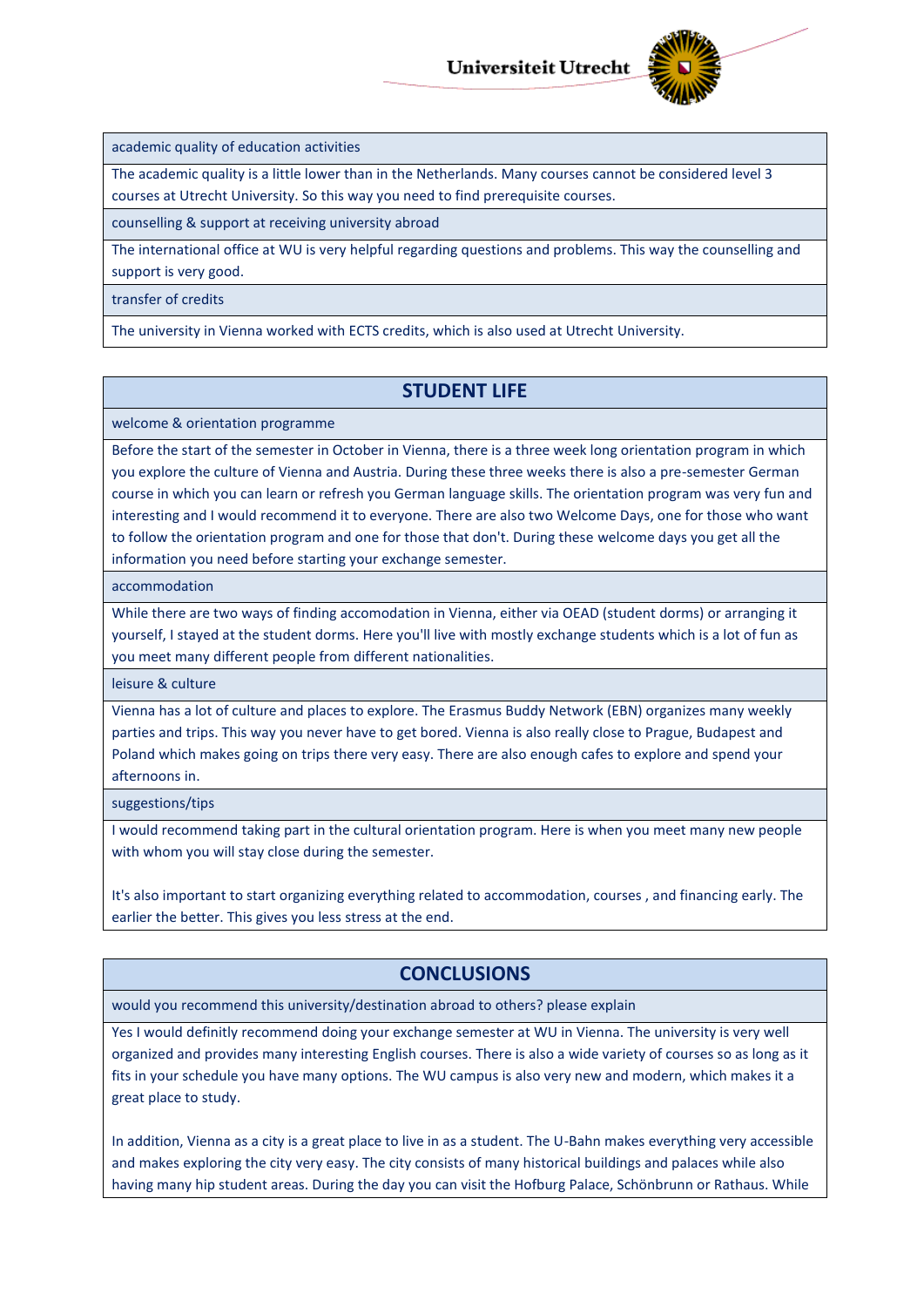academic quality of education activities

The academic quality is a little lower than in the Netherlands. Many courses cannot be considered level 3 courses at Utrecht University. So this way you need to find prerequisite courses.

counselling & support at receiving university abroad

The international office at WU is very helpful regarding questions and problems. This way the counselling and support is very good.

transfer of credits

The university in Vienna worked with ECTS credits, which is also used at Utrecht University.

## STUDENT LIFE

welcome & orientation programme

Before the start of the semester in October in Vienna, there is a three week long orientation program in which you explore the culture of Vienna and Austria. During these three weeks there is also a pre-semester German course in which you can learn or refresh you German language skills. The orientation program was very fun and interesting and I would recommend it to everyone. There are also two Welcome Days, one for those who want to follow the orientation program and one for those that don't. During these welcome days you get all the information you need before starting your exchange semester.

accommodation

While there are two ways of finding accomodation in Vienna, either via OEAD (student dorms) or arranging it yourself, I stayed at the student dorms. Here you'll live with mostly exchange students which is a lot of fun as you meet many different people from different nationalities.

leisure & culture

Vienna has a lot of culture and places to explore. The Erasmus Buddy Network (EBN) organizes many weekly parties and trips. This way you never have to get bored. Vienna is also really close to Prague, Budapest and Poland which makes going on trips there very easy. There are also enough cafes to explore and spend your afternoons in.

suggestions/tips

I would recommend taking part in the cultural orientation program. Here is when you meet many new people with whom you will stay close during the semester.

It's also important to start organizing everything related to accommodation, courses , and financing early. The earlier the better. This gives you less stress at the end.

## CONCLUSIONS

would you recommend this university/destination abroad to others? please explain

Yes I would definitly recommend doing your exchange semester at WU in Vienna. The university is very well organized and provides many interesting English courses. There is also a wide variety of courses so as long as it fits in your schedule you have many options. The WU campus is also very new and modern, which makes it a great place to study.

In addition, Vienna as a city is a great place to live in as a student. The U-Bahn makes everything very accessible and makes exploring the city very easy. The city consists of many historical buildings and palaces while also having many hip student areas. During the day you can visit the Hofburg Palace, Schönbrunn or Rathaus. While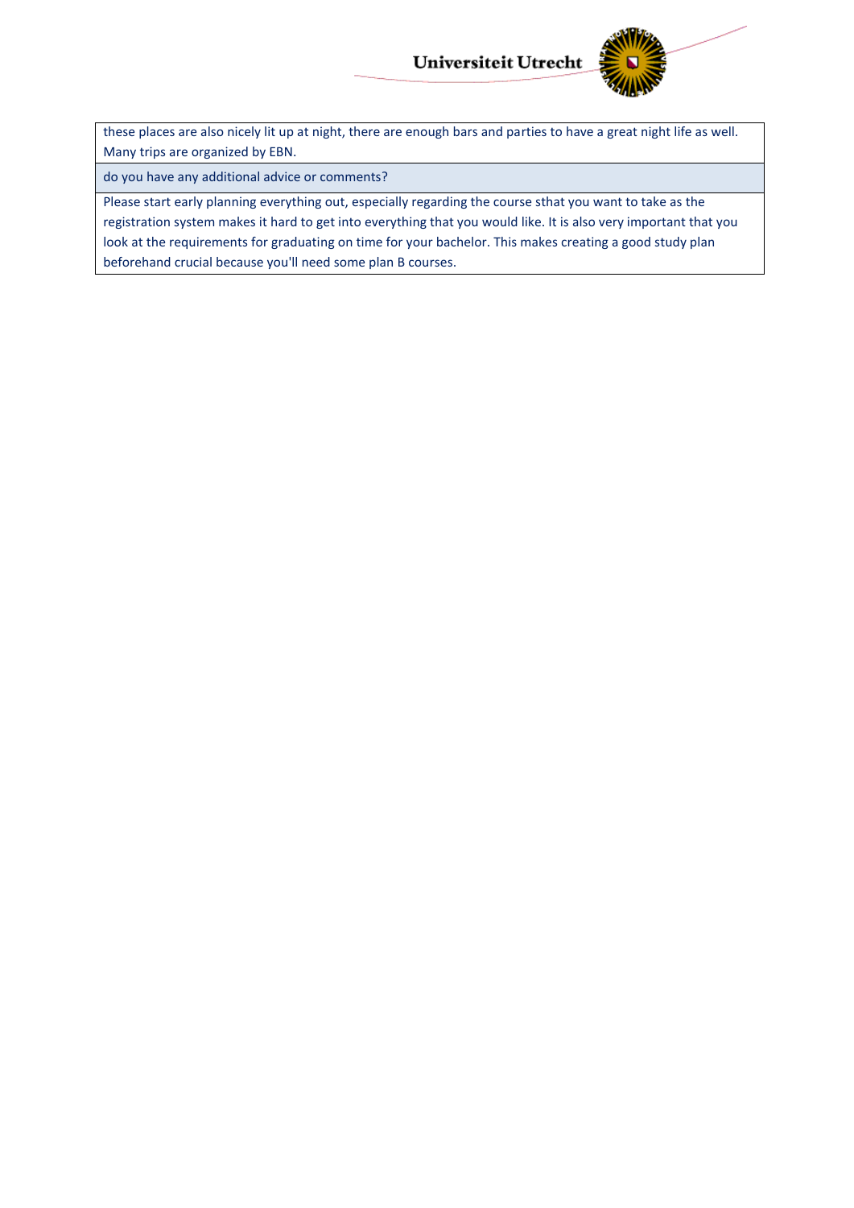| these places are also nicely lit up at night, there are enough bars and parties to have a great night life as well. Many trips are organized by EBN. |
| --- |
| do you have any additional advice or comments? |
| Please start early planning everything out, especially regarding the course sthat you want to take as the registration system makes it hard to get into everything that you would like. It is also very important that you look at the requirements for graduating on time for your bachelor. This makes creating a good study plan beforehand crucial because you'll need some plan B courses. |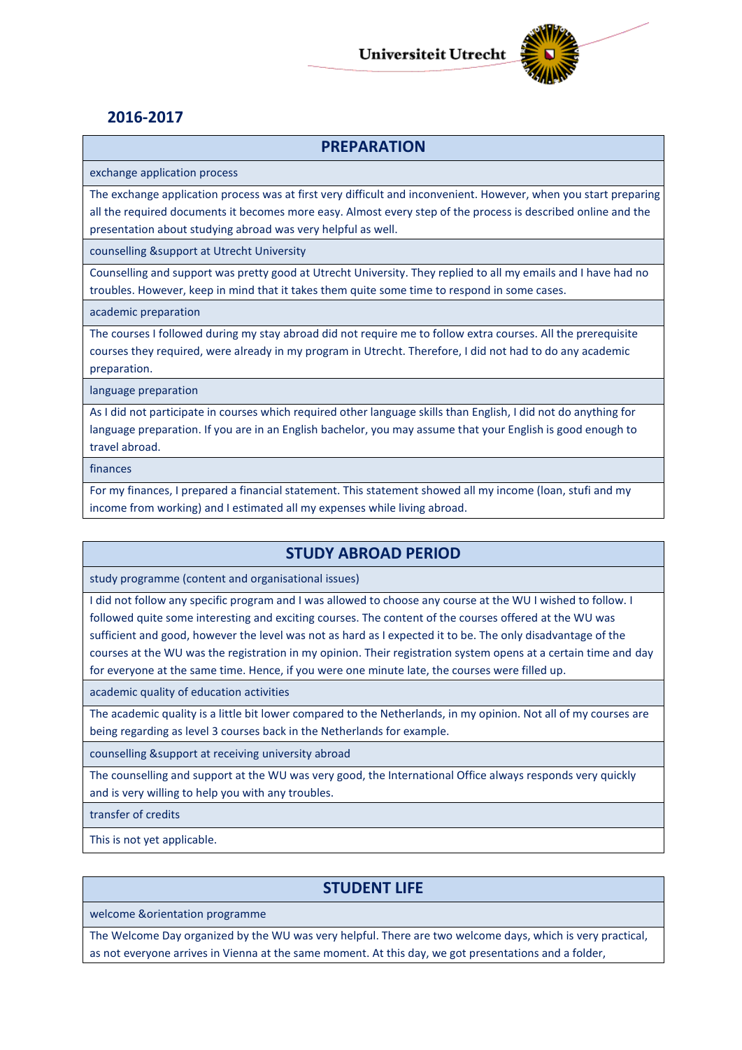## 2016-2017

| PREPARATION |
|---|
| exchange application process |
| The exchange application process was at first very difficult and inconvenient. However, when you start preparing all the required documents it becomes more easy. Almost every step of the process is described online and the presentation about studying abroad was very helpful as well. |
| counselling &support at Utrecht University |
| Counselling and support was pretty good at Utrecht University. They replied to all my emails and I have had no troubles. However, keep in mind that it takes them quite some time to respond in some cases. |
| academic preparation |
| The courses I followed during my stay abroad did not require me to follow extra courses. All the prerequisite courses they required, were already in my program in Utrecht. Therefore, I did not had to do any academic preparation. |
| language preparation |
| As I did not participate in courses which required other language skills than English, I did not do anything for language preparation. If you are in an English bachelor, you may assume that your English is good enough to travel abroad. |
| finances |
| For my finances, I prepared a financial statement. This statement showed all my income (loan, stufi and my income from working) and I estimated all my expenses while living abroad. |

| STUDY ABROAD PERIOD |
|---|
| study programme (content and organisational issues) |
| I did not follow any specific program and I was allowed to choose any course at the WU I wished to follow. I followed quite some interesting and exciting courses. The content of the courses offered at the WU was sufficient and good, however the level was not as hard as I expected it to be. The only disadvantage of the courses at the WU was the registration in my opinion. Their registration system opens at a certain time and day for everyone at the same time. Hence, if you were one minute late, the courses were filled up. |
| academic quality of education activities |
| The academic quality is a little bit lower compared to the Netherlands, in my opinion. Not all of my courses are being regarding as level 3 courses back in the Netherlands for example. |
| counselling &support at receiving university abroad |
| The counselling and support at the WU was very good, the International Office always responds very quickly and is very willing to help you with any troubles. |
| transfer of credits |
| This is not yet applicable. |

| STUDENT LIFE |
|---|
| welcome &orientation programme |
| The Welcome Day organized by the WU was very helpful. There are two welcome days, which is very practical, as not everyone arrives in Vienna at the same moment. At this day, we got presentations and a folder, |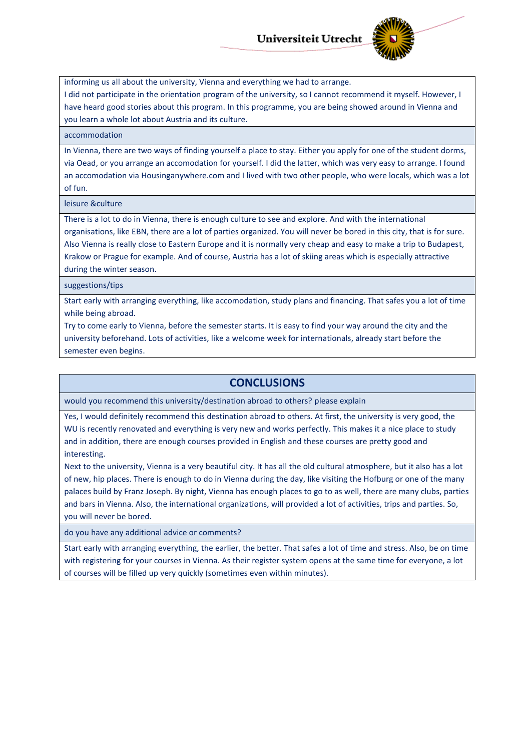informing us all about the university, Vienna and everything we had to arrange.

I did not participate in the orientation program of the university, so I cannot recommend it myself. However, I have heard good stories about this program. In this programme, you are being showed around in Vienna and you learn a whole lot about Austria and its culture.

### accommodation

In Vienna, there are two ways of finding yourself a place to stay. Either you apply for one of the student dorms, via Oead, or you arrange an accomodation for yourself. I did the latter, which was very easy to arrange. I found an accomodation via Housinganywhere.com and I lived with two other people, who were locals, which was a lot of fun.

### leisure &culture

There is a lot to do in Vienna, there is enough culture to see and explore. And with the international organisations, like EBN, there are a lot of parties organized. You will never be bored in this city, that is for sure. Also Vienna is really close to Eastern Europe and it is normally very cheap and easy to make a trip to Budapest, Krakow or Prague for example. And of course, Austria has a lot of skiing areas which is especially attractive during the winter season.

### suggestions/tips

Start early with arranging everything, like accomodation, study plans and financing. That safes you a lot of time while being abroad.

Try to come early to Vienna, before the semester starts. It is easy to find your way around the city and the university beforehand. Lots of activities, like a welcome week for internationals, already start before the semester even begins.

## CONCLUSIONS

### would you recommend this university/destination abroad to others? please explain

Yes, I would definitely recommend this destination abroad to others. At first, the university is very good, the WU is recently renovated and everything is very new and works perfectly. This makes it a nice place to study and in addition, there are enough courses provided in English and these courses are pretty good and interesting.

Next to the university, Vienna is a very beautiful city. It has all the old cultural atmosphere, but it also has a lot of new, hip places. There is enough to do in Vienna during the day, like visiting the Hofburg or one of the many palaces build by Franz Joseph. By night, Vienna has enough places to go to as well, there are many clubs, parties and bars in Vienna. Also, the international organizations, will provided a lot of activities, trips and parties. So, you will never be bored.

### do you have any additional advice or comments?

Start early with arranging everything, the earlier, the better. That safes a lot of time and stress. Also, be on time with registering for your courses in Vienna. As their register system opens at the same time for everyone, a lot of courses will be filled up very quickly (sometimes even within minutes).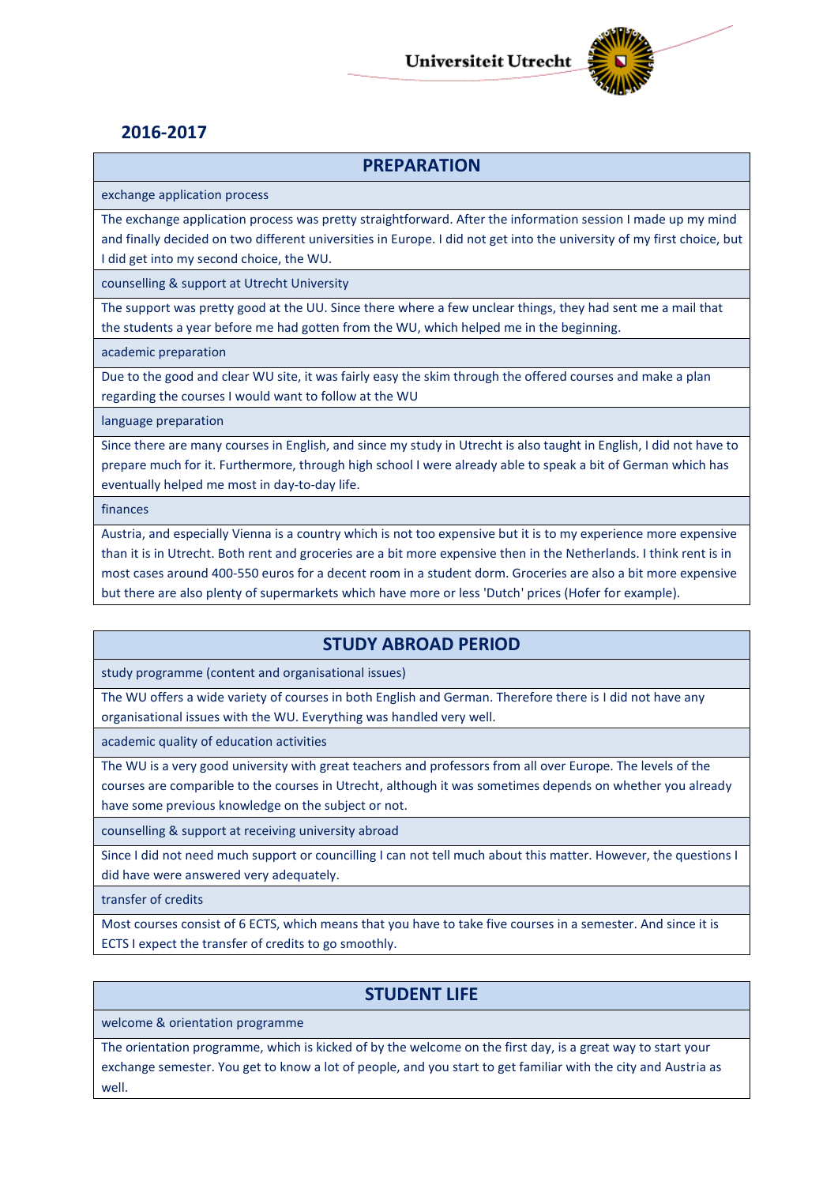## 2016-2017

## PREPARATION

**exchange application process**

The exchange application process was pretty straightforward. After the information session I made up my mind and finally decided on two different universities in Europe. I did not get into the university of my first choice, but I did get into my second choice, the WU.

**counselling & support at Utrecht University**

The support was pretty good at the UU. Since there where a few unclear things, they had sent me a mail that the students a year before me had gotten from the WU, which helped me in the beginning.

**academic preparation**

Due to the good and clear WU site, it was fairly easy the skim through the offered courses and make a plan regarding the courses I would want to follow at the WU

**language preparation**

Since there are many courses in English, and since my study in Utrecht is also taught in English, I did not have to prepare much for it. Furthermore, through high school I were already able to speak a bit of German which has eventually helped me most in day-to-day life.

**finances**

Austria, and especially Vienna is a country which is not too expensive but it is to my experience more expensive than it is in Utrecht. Both rent and groceries are a bit more expensive then in the Netherlands. I think rent is in most cases around 400-550 euros for a decent room in a student dorm. Groceries are also a bit more expensive but there are also plenty of supermarkets which have more or less 'Dutch' prices (Hofer for example).

## STUDY ABROAD PERIOD

**study programme (content and organisational issues)**

The WU offers a wide variety of courses in both English and German. Therefore there is I did not have any organisational issues with the WU. Everything was handled very well.

**academic quality of education activities**

The WU is a very good university with great teachers and professors from all over Europe. The levels of the courses are comparible to the courses in Utrecht, although it was sometimes depends on whether you already have some previous knowledge on the subject or not.

**counselling & support at receiving university abroad**

Since I did not need much support or councilling I can not tell much about this matter. However, the questions I did have were answered very adequately.

**transfer of credits**

Most courses consist of 6 ECTS, which means that you have to take five courses in a semester. And since it is ECTS I expect the transfer of credits to go smoothly.

## STUDENT LIFE

**welcome & orientation programme**

The orientation programme, which is kicked of by the welcome on the first day, is a great way to start your exchange semester. You get to know a lot of people, and you start to get familiar with the city and Austria as well.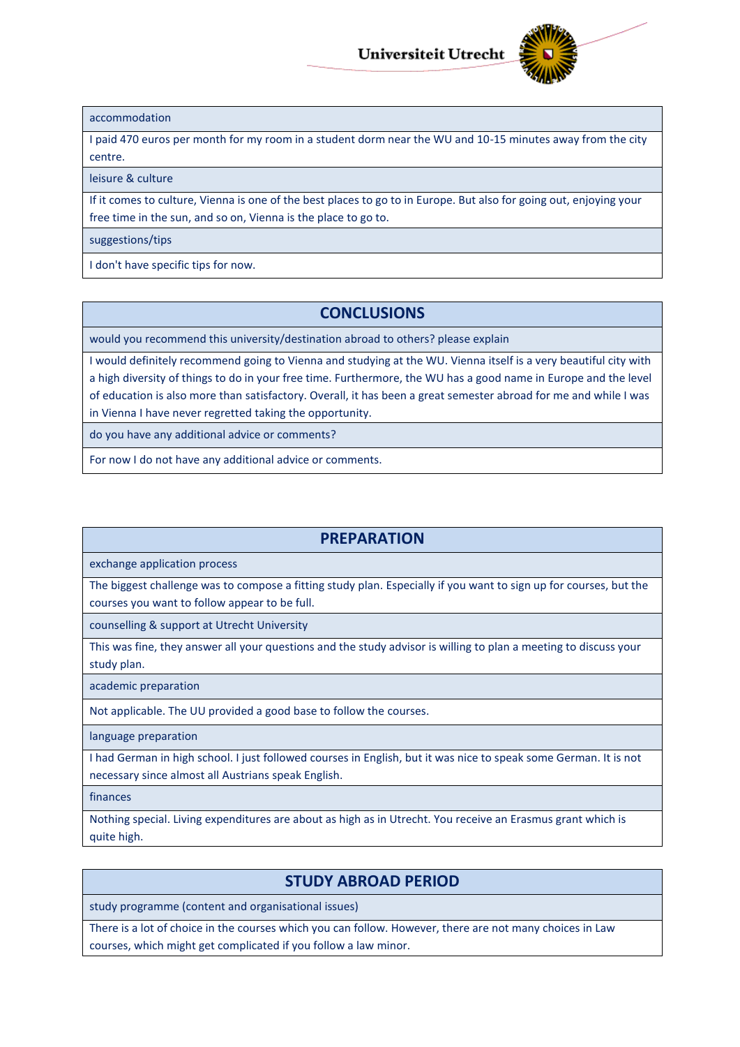**accommodation**

I paid 470 euros per month for my room in a student dorm near the WU and 10-15 minutes away from the city centre.

**leisure & culture**

If it comes to culture, Vienna is one of the best places to go to in Europe. But also for going out, enjoying your free time in the sun, and so on, Vienna is the place to go to.

**suggestions/tips**

I don't have specific tips for now.

## CONCLUSIONS

**would you recommend this university/destination abroad to others? please explain**

I would definitely recommend going to Vienna and studying at the WU. Vienna itself is a very beautiful city with a high diversity of things to do in your free time. Furthermore, the WU has a good name in Europe and the level of education is also more than satisfactory. Overall, it has been a great semester abroad for me and while I was in Vienna I have never regretted taking the opportunity.

**do you have any additional advice or comments?**

For now I do not have any additional advice or comments.

## PREPARATION

**exchange application process**

The biggest challenge was to compose a fitting study plan. Especially if you want to sign up for courses, but the courses you want to follow appear to be full.

**counselling & support at Utrecht University**

This was fine, they answer all your questions and the study advisor is willing to plan a meeting to discuss your study plan.

**academic preparation**

Not applicable. The UU provided a good base to follow the courses.

**language preparation**

I had German in high school. I just followed courses in English, but it was nice to speak some German. It is not necessary since almost all Austrians speak English.

**finances**

Nothing special. Living expenditures are about as high as in Utrecht. You receive an Erasmus grant which is quite high.

## STUDY ABROAD PERIOD

**study programme (content and organisational issues)**

There is a lot of choice in the courses which you can follow. However, there are not many choices in Law courses, which might get complicated if you follow a law minor.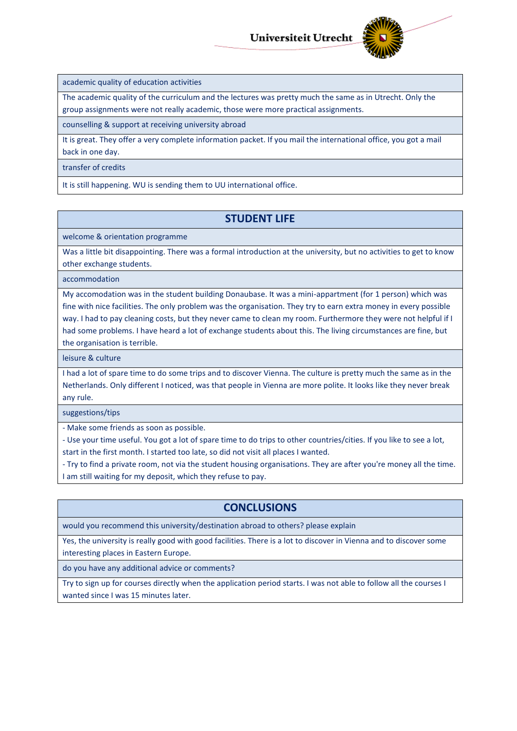| |
|---|
| academic quality of education activities |
| The academic quality of the curriculum and the lectures was pretty much the same as in Utrecht. Only the group assignments were not really academic, those were more practical assignments. |
| counselling & support at receiving university abroad |
| It is great. They offer a very complete information packet. If you mail the international office, you got a mail back in one day. |
| transfer of credits |
| It is still happening. WU is sending them to UU international office. |

## STUDENT LIFE

| |
|---|
| welcome & orientation programme |
| Was a little bit disappointing. There was a formal introduction at the university, but no activities to get to know other exchange students. |
| accommodation |
| My accomodation was in the student building Donaubase. It was a mini-appartment (for 1 person) which was fine with nice facilities. The only problem was the organisation. They try to earn extra money in every possible way. I had to pay cleaning costs, but they never came to clean my room. Furthermore they were not helpful if I had some problems. I have heard a lot of exchange students about this. The living circumstances are fine, but the organisation is terrible. |
| leisure & culture |
| I had a lot of spare time to do some trips and to discover Vienna. The culture is pretty much the same as in the Netherlands. Only different I noticed, was that people in Vienna are more polite. It looks like they never break any rule. |
| suggestions/tips |
| - Make some friends as soon as possible.<br>- Use your time useful. You got a lot of spare time to do trips to other countries/cities. If you like to see a lot, start in the first month. I started too late, so did not visit all places I wanted.<br>- Try to find a private room, not via the student housing organisations. They are after you're money all the time. I am still waiting for my deposit, which they refuse to pay. |

## CONCLUSIONS

| |
|---|
| would you recommend this university/destination abroad to others? please explain |
| Yes, the university is really good with good facilities. There is a lot to discover in Vienna and to discover some interesting places in Eastern Europe. |
| do you have any additional advice or comments? |
| Try to sign up for courses directly when the application period starts. I was not able to follow all the courses I wanted since I was 15 minutes later. |